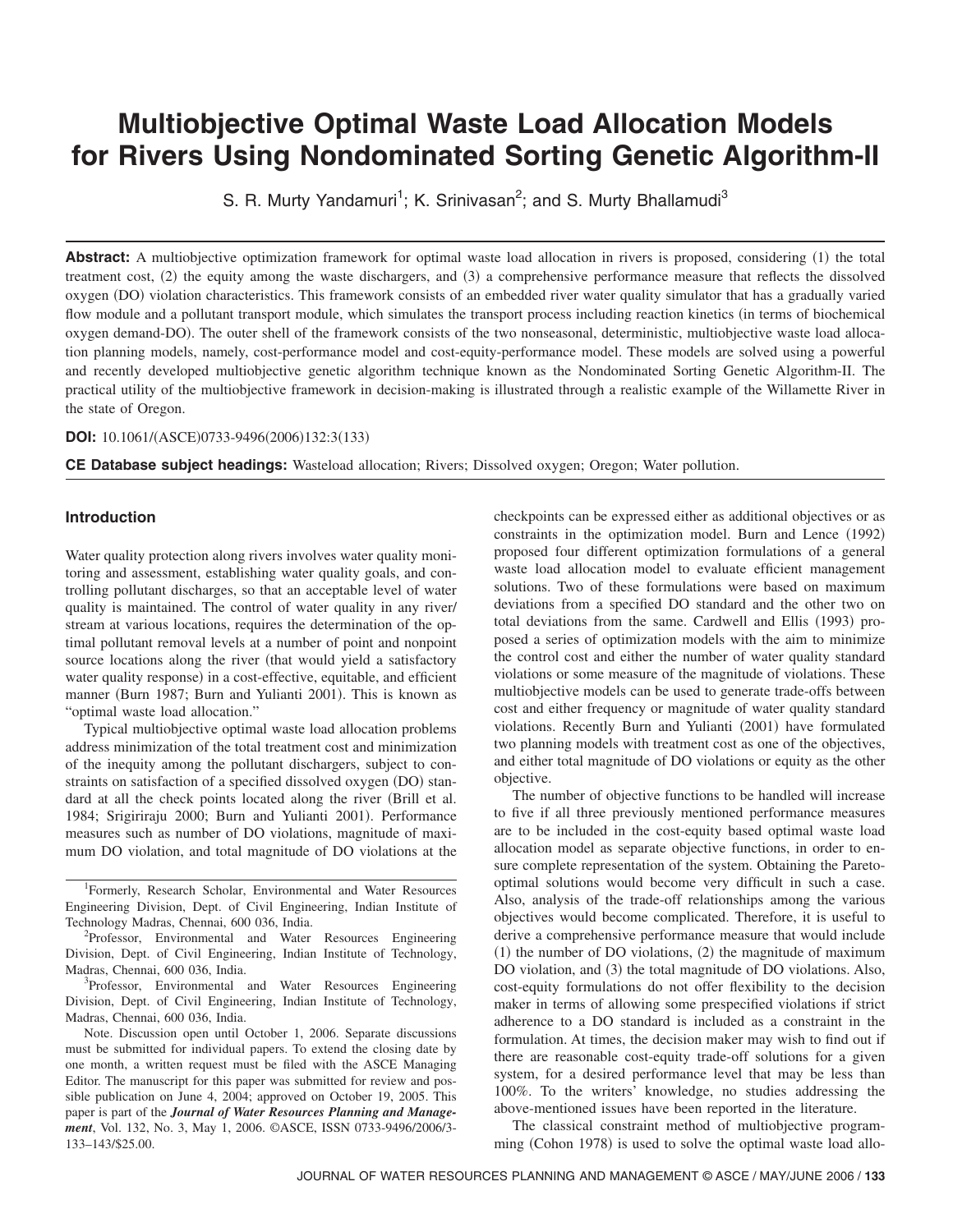# Multiobjective Optimal Waste Load Allocation Models for Rivers Using Nondominated Sorting Genetic Algorithm-II

S. R. Murty Yandamuri[1]; K. Srinivasan[2]; and S. Murty Bhallamudi[3]

**Abstract:** A multiobjective optimization framework for optimal waste load allocation in rivers is proposed, considering (1) the total treatment cost, (2) the equity among the waste dischargers, and (3) a comprehensive performance measure that reflects the dissolved oxygen (DO) violation characteristics. This framework consists of an embedded river water quality simulator that has a gradually varied flow module and a pollutant transport module, which simulates the transport process including reaction kinetics (in terms of biochemical oxygen demand-DO). The outer shell of the framework consists of the two nonseasonal, deterministic, multiobjective waste load allocation planning models, namely, cost-performance model and cost-equity-performance model. These models are solved using a powerful and recently developed multiobjective genetic algorithm technique known as the Nondominated Sorting Genetic Algorithm-II. The practical utility of the multiobjective framework in decision-making is illustrated through a realistic example of the Willamette River in the state of Oregon.

**DOI:** 10.1061/(ASCE)0733-9496(2006)132:3(133)

**CE Database subject headings:** Wasteload allocation; Rivers; Dissolved oxygen; Oregon; Water pollution.

## Introduction

Water quality protection along rivers involves water quality monitoring and assessment, establishing water quality goals, and controlling pollutant discharges, so that an acceptable level of water quality is maintained. The control of water quality in any river/stream at various locations, requires the determination of the optimal pollutant removal levels at a number of point and nonpoint source locations along the river (that would yield a satisfactory water quality response) in a cost-effective, equitable, and efficient manner (Burn 1987; Burn and Yulianti 2001). This is known as "optimal waste load allocation."

Typical multiobjective optimal waste load allocation problems address minimization of the total treatment cost and minimization of the inequity among the pollutant dischargers, subject to constraints on satisfaction of a specified dissolved oxygen (DO) standard at all the check points located along the river (Brill et al. 1984; Srigiriraju 2000; Burn and Yulianti 2001). Performance measures such as number of DO violations, magnitude of maximum DO violation, and total magnitude of DO violations at the checkpoints can be expressed either as additional objectives or as constraints in the optimization model. Burn and Lence (1992) proposed four different optimization formulations of a general waste load allocation model to evaluate efficient management solutions. Two of these formulations were based on maximum deviations from a specified DO standard and the other two on total deviations from the same. Cardwell and Ellis (1993) proposed a series of optimization models with the aim to minimize the control cost and either the number of water quality standard violations or some measure of the magnitude of violations. These multiobjective models can be used to generate trade-offs between cost and either frequency or magnitude of water quality standard violations. Recently Burn and Yulianti (2001) have formulated two planning models with treatment cost as one of the objectives, and either total magnitude of DO violations or equity as the other objective.

The number of objective functions to be handled will increase to five if all three previously mentioned performance measures are to be included in the cost-equity based optimal waste load allocation model as separate objective functions, in order to ensure complete representation of the system. Obtaining the Pareto-optimal solutions would become very difficult in such a case. Also, analysis of the trade-off relationships among the various objectives would become complicated. Therefore, it is useful to derive a comprehensive performance measure that would include (1) the number of DO violations, (2) the magnitude of maximum DO violation, and (3) the total magnitude of DO violations. Also, cost-equity formulations do not offer flexibility to the decision maker in terms of allowing some prespecified violations if strict adherence to a DO standard is included as a constraint in the formulation. At times, the decision maker may wish to find out if there are reasonable cost-equity trade-off solutions for a given system, for a desired performance level that may be less than 100%. To the writers' knowledge, no studies addressing the above-mentioned issues have been reported in the literature.

The classical constraint method of multiobjective programming (Cohon 1978) is used to solve the optimal waste load allo-

---

[1]Formerly, Research Scholar, Environmental and Water Resources Engineering Division, Dept. of Civil Engineering, Indian Institute of Technology Madras, Chennai, 600 036, India.

[2]Professor, Environmental and Water Resources Engineering Division, Dept. of Civil Engineering, Indian Institute of Technology, Madras, Chennai, 600 036, India.

[3]Professor, Environmental and Water Resources Engineering Division, Dept. of Civil Engineering, Indian Institute of Technology, Madras, Chennai, 600 036, India.

Note. Discussion open until October 1, 2006. Separate discussions must be submitted for individual papers. To extend the closing date by one month, a written request must be filed with the ASCE Managing Editor. The manuscript for this paper was submitted for review and possible publication on June 4, 2004; approved on October 19, 2005. This paper is part of the ***Journal of Water Resources Planning and Management***, Vol. 132, No. 3, May 1, 2006. ©ASCE, ISSN 0733-9496/2006/3-133–143/$25.00.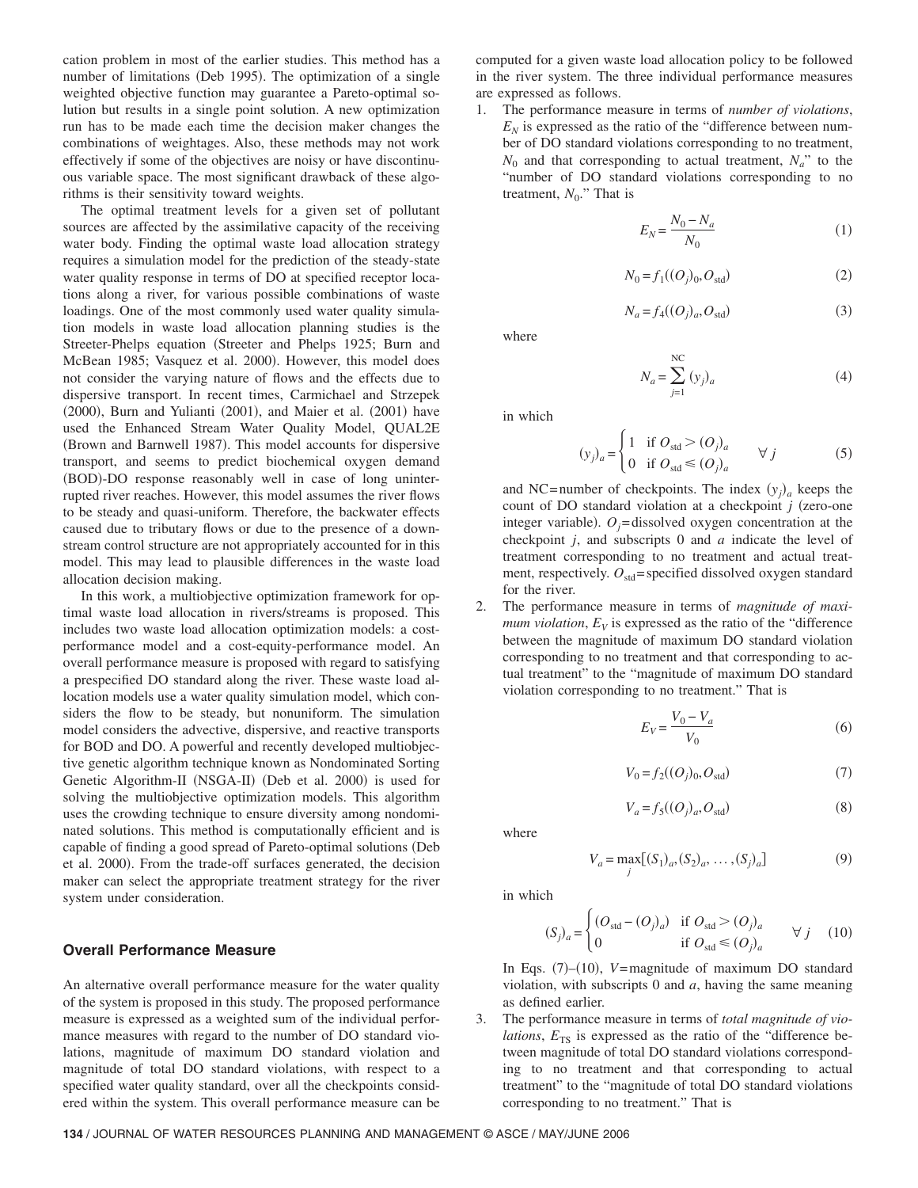cation problem in most of the earlier studies. This method has a number of limitations (Deb 1995). The optimization of a single weighted objective function may guarantee a Pareto-optimal solution but results in a single point solution. A new optimization run has to be made each time the decision maker changes the combinations of weightages. Also, these methods may not work effectively if some of the objectives are noisy or have discontinuous variable space. The most significant drawback of these algorithms is their sensitivity toward weights.

The optimal treatment levels for a given set of pollutant sources are affected by the assimilative capacity of the receiving water body. Finding the optimal waste load allocation strategy requires a simulation model for the prediction of the steady-state water quality response in terms of DO at specified receptor locations along a river, for various possible combinations of waste loadings. One of the most commonly used water quality simulation models in waste load allocation planning studies is the Streeter-Phelps equation (Streeter and Phelps 1925; Burn and McBean 1985; Vasquez et al. 2000). However, this model does not consider the varying nature of flows and the effects due to dispersive transport. In recent times, Carmichael and Strzepek (2000), Burn and Yulianti (2001), and Maier et al. (2001) have used the Enhanced Stream Water Quality Model, QUAL2E (Brown and Barnwell 1987). This model accounts for dispersive transport, and seems to predict biochemical oxygen demand (BOD)-DO response reasonably well in case of long uninterrupted river reaches. However, this model assumes the river flows to be steady and quasi-uniform. Therefore, the backwater effects caused due to tributary flows or due to the presence of a downstream control structure are not appropriately accounted for in this model. This may lead to plausible differences in the waste load allocation decision making.

In this work, a multiobjective optimization framework for optimal waste load allocation in rivers/streams is proposed. This includes two waste load allocation optimization models: a cost-performance model and a cost-equity-performance model. An overall performance measure is proposed with regard to satisfying a prespecified DO standard along the river. These waste load allocation models use a water quality simulation model, which considers the flow to be steady, but nonuniform. The simulation model considers the advective, dispersive, and reactive transports for BOD and DO. A powerful and recently developed multiobjective genetic algorithm technique known as Nondominated Sorting Genetic Algorithm-II (NSGA-II) (Deb et al. 2000) is used for solving the multiobjective optimization models. This algorithm uses the crowding technique to ensure diversity among nondominated solutions. This method is computationally efficient and is capable of finding a good spread of Pareto-optimal solutions (Deb et al. 2000). From the trade-off surfaces generated, the decision maker can select the appropriate treatment strategy for the river system under consideration.

## Overall Performance Measure

An alternative overall performance measure for the water quality of the system is proposed in this study. The proposed performance measure is expressed as a weighted sum of the individual performance measures with regard to the number of DO standard violations, magnitude of maximum DO standard violation and magnitude of total DO standard violations, with respect to a specified water quality standard, over all the checkpoints considered within the system. This overall performance measure can be computed for a given waste load allocation policy to be followed in the river system. The three individual performance measures are expressed as follows.

1. The performance measure in terms of *number of violations*, $E_N$ is expressed as the ratio of the "difference between number of DO standard violations corresponding to no treatment, $N_0$ and that corresponding to actual treatment, $N_a$" to the "number of DO standard violations corresponding to no treatment, $N_0$." That is

$$E_N = \frac{N_0 - N_a}{N_0} \tag{1}$$

$$N_0 = f_1((O_j)_0, O_{\text{std}}) \tag{2}$$

$$N_a = f_4((O_j)_a, O_{\text{std}}) \tag{3}$$

where

$$N_a = \sum_{j=1}^{\text{NC}} (y_j)_a \tag{4}$$

in which

$$(y_j)_a = \begin{cases} 1 & \text{if } O_{\text{std}} > (O_j)_a \\ 0 & \text{if } O_{\text{std}} \leqslant (O_j)_a \end{cases} \quad \forall\, j \tag{5}$$

and NC=number of checkpoints. The index $(y_j)_a$ keeps the count of DO standard violation at a checkpoint $j$ (zero-one integer variable). $O_j$=dissolved oxygen concentration at the checkpoint $j$, and subscripts 0 and $a$ indicate the level of treatment corresponding to no treatment and actual treatment, respectively. $O_{\text{std}}$=specified dissolved oxygen standard for the river.

2. The performance measure in terms of *magnitude of maximum violation*, $E_V$ is expressed as the ratio of the "difference between the magnitude of maximum DO standard violation corresponding to no treatment and that corresponding to actual treatment" to the "magnitude of maximum DO standard violation corresponding to no treatment." That is

$$E_V = \frac{V_0 - V_a}{V_0} \tag{6}$$

$$V_0 = f_2((O_j)_0, O_{\text{std}}) \tag{7}$$

$$V_a = f_5((O_j)_a, O_{\text{std}}) \tag{8}$$

where

$$V_a = \max_j[(S_1)_a, (S_2)_a, \ldots, (S_j)_a] \tag{9}$$

in which

$$(S_j)_a = \begin{cases} (O_{\text{std}} - (O_j)_a) & \text{if } O_{\text{std}} > (O_j)_a \\ 0 & \text{if } O_{\text{std}} \leqslant (O_j)_a \end{cases} \quad \forall\, j \tag{10}$$

In Eqs. (7)–(10), $V$=magnitude of maximum DO standard violation, with subscripts 0 and $a$, having the same meaning as defined earlier.

3. The performance measure in terms of *total magnitude of violations*, $E_{\text{TS}}$ is expressed as the ratio of the "difference between magnitude of total DO standard violations corresponding to no treatment and that corresponding to actual treatment" to the "magnitude of total DO standard violations corresponding to no treatment." That is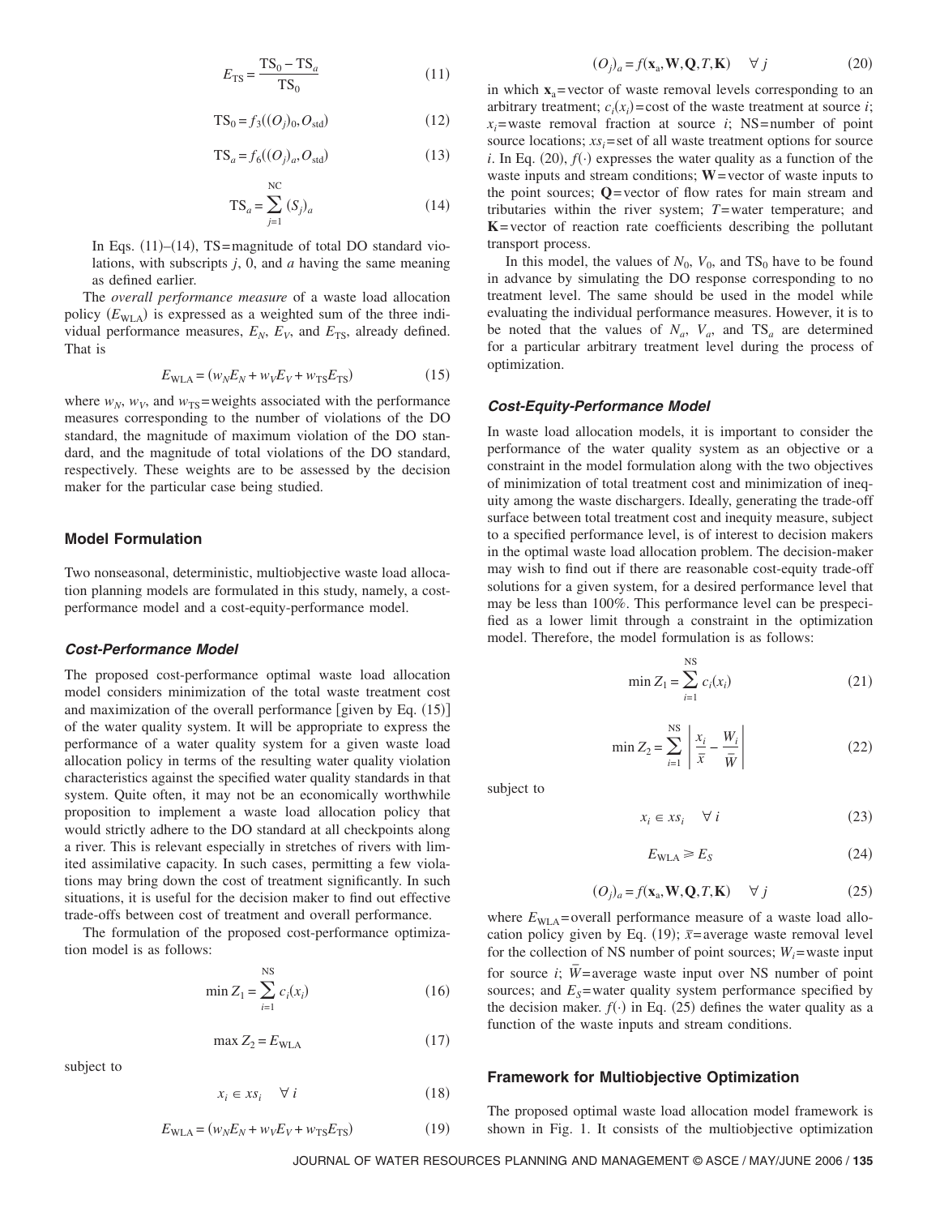$$E_{\mathrm{TS}} = \frac{\mathrm{TS}_0 - \mathrm{TS}_a}{\mathrm{TS}_0} \tag{11}$$

$$\mathrm{TS}_0 = f_3((O_j)_0, O_{\mathrm{std}}) \tag{12}$$

$$\mathrm{TS}_a = f_6((O_j)_a, O_{\mathrm{std}}) \tag{13}$$

$$\mathrm{TS}_a = \sum_{j=1}^{\mathrm{NC}} (S_j)_a \tag{14}$$

In Eqs. (11)–(14), TS = magnitude of total DO standard violations, with subscripts $j$, 0, and $a$ having the same meaning as defined earlier.

The *overall performance measure* of a waste load allocation policy ($E_{\mathrm{WLA}}$) is expressed as a weighted sum of the three individual performance measures, $E_N$, $E_V$, and $E_{\mathrm{TS}}$, already defined. That is

$$E_{\mathrm{WLA}} = (w_N E_N + w_V E_V + w_{\mathrm{TS}} E_{\mathrm{TS}}) \tag{15}$$

where $w_N$, $w_V$, and $w_{\mathrm{TS}}$ = weights associated with the performance measures corresponding to the number of violations of the DO standard, the magnitude of maximum violation of the DO standard, and the magnitude of total violations of the DO standard, respectively. These weights are to be assessed by the decision maker for the particular case being studied.

## Model Formulation

Two nonseasonal, deterministic, multiobjective waste load allocation planning models are formulated in this study, namely, a cost-performance model and a cost-equity-performance model.

### *Cost-Performance Model*

The proposed cost-performance optimal waste load allocation model considers minimization of the total waste treatment cost and maximization of the overall performance [given by Eq. (15)] of the water quality system. It will be appropriate to express the performance of a water quality system for a given waste load allocation policy in terms of the resulting water quality violation characteristics against the specified water quality standards in that system. Quite often, it may not be an economically worthwhile proposition to implement a waste load allocation policy that would strictly adhere to the DO standard at all checkpoints along a river. This is relevant especially in stretches of rivers with limited assimilative capacity. In such cases, permitting a few violations may bring down the cost of treatment significantly. In such situations, it is useful for the decision maker to find out effective trade-offs between cost of treatment and overall performance.

The formulation of the proposed cost-performance optimization model is as follows:

$$\min Z_1 = \sum_{i=1}^{\mathrm{NS}} c_i(x_i) \tag{16}$$

$$\max Z_2 = E_{\mathrm{WLA}} \tag{17}$$

subject to

$$x_i \in xs_i \quad \forall\, i \tag{18}$$

$$E_{\mathrm{WLA}} = (w_N E_N + w_V E_V + w_{\mathrm{TS}} E_{\mathrm{TS}}) \tag{19}$$

$$(O_j)_a = f(\mathbf{x}_a, \mathbf{W}, \mathbf{Q}, T, \mathbf{K}) \quad \forall\, j \tag{20}$$

in which $\mathbf{x}_a$ = vector of waste removal levels corresponding to an arbitrary treatment; $c_i(x_i)$ = cost of the waste treatment at source $i$; $x_i$ = waste removal fraction at source $i$; NS = number of point source locations; $xs_i$ = set of all waste treatment options for source $i$. In Eq. (20), $f(\cdot)$ expresses the water quality as a function of the waste inputs and stream conditions; $\mathbf{W}$ = vector of waste inputs to the point sources; $\mathbf{Q}$ = vector of flow rates for main stream and tributaries within the river system; $T$ = water temperature; and $\mathbf{K}$ = vector of reaction rate coefficients describing the pollutant transport process.

In this model, the values of $N_0$, $V_0$, and $\mathrm{TS}_0$ have to be found in advance by simulating the DO response corresponding to no treatment level. The same should be used in the model while evaluating the individual performance measures. However, it is to be noted that the values of $N_a$, $V_a$, and $\mathrm{TS}_a$ are determined for a particular arbitrary treatment level during the process of optimization.

### *Cost-Equity-Performance Model*

In waste load allocation models, it is important to consider the performance of the water quality system as an objective or a constraint in the model formulation along with the two objectives of minimization of total treatment cost and minimization of inequity among the waste dischargers. Ideally, generating the trade-off surface between total treatment cost and inequity measure, subject to a specified performance level, is of interest to decision makers in the optimal waste load allocation problem. The decision-maker may wish to find out if there are reasonable cost-equity trade-off solutions for a given system, for a desired performance level that may be less than 100%. This performance level can be prespecified as a lower limit through a constraint in the optimization model. Therefore, the model formulation is as follows:

$$\min Z_1 = \sum_{i=1}^{\mathrm{NS}} c_i(x_i) \tag{21}$$

$$\min Z_2 = \sum_{i=1}^{\mathrm{NS}} \left| \frac{x_i}{\bar{x}} - \frac{W_i}{\bar{W}} \right| \tag{22}$$

subject to

$$x_i \in xs_i \quad \forall\, i \tag{23}$$

$$E_{\mathrm{WLA}} \geq E_S \tag{24}$$

$$(O_j)_a = f(\mathbf{x}_a, \mathbf{W}, \mathbf{Q}, T, \mathbf{K}) \quad \forall\, j \tag{25}$$

where $E_{\mathrm{WLA}}$ = overall performance measure of a waste load allocation policy given by Eq. (19); $\bar{x}$ = average waste removal level for the collection of NS number of point sources; $W_i$ = waste input for source $i$; $\bar{W}$ = average waste input over NS number of point sources; and $E_S$ = water quality system performance specified by the decision maker. $f(\cdot)$ in Eq. (25) defines the water quality as a function of the waste inputs and stream conditions.

## Framework for Multiobjective Optimization

The proposed optimal waste load allocation model framework is shown in Fig. 1. It consists of the multiobjective optimization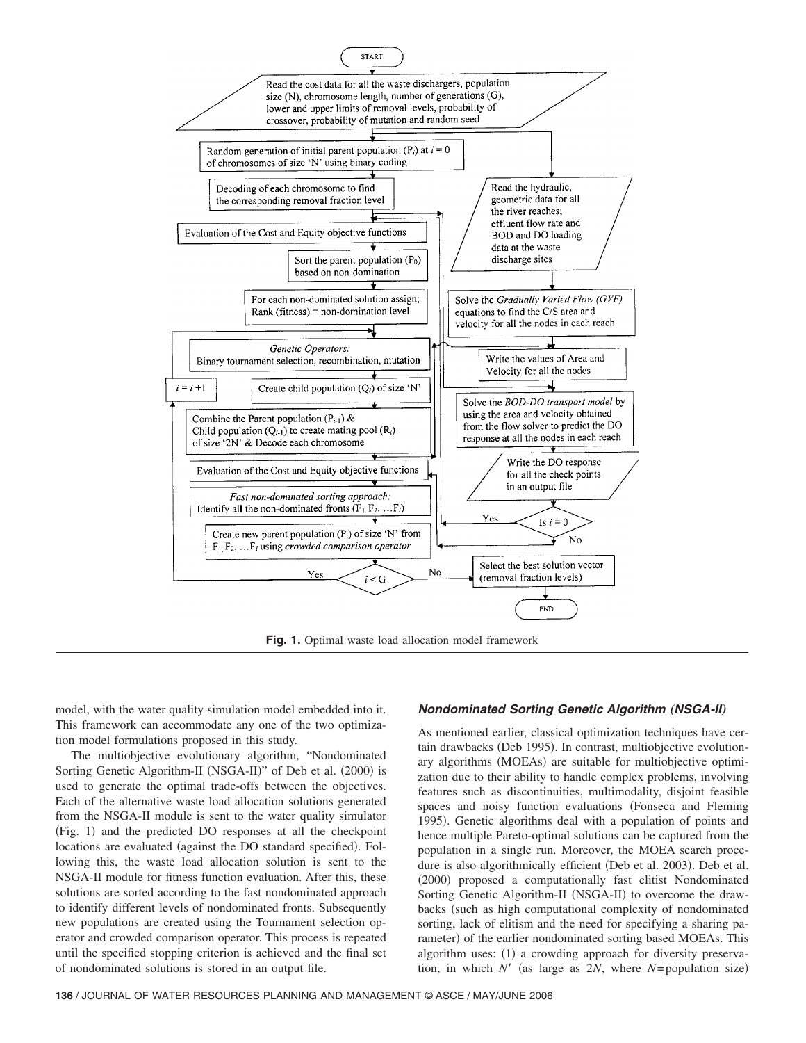Fig. 1. Optimal waste load allocation model framework

model, with the water quality simulation model embedded into it. This framework can accommodate any one of the two optimization model formulations proposed in this study.

The multiobjective evolutionary algorithm, "Nondominated Sorting Genetic Algorithm-II (NSGA-II)" of Deb et al. (2000) is used to generate the optimal trade-offs between the objectives. Each of the alternative waste load allocation solutions generated from the NSGA-II module is sent to the water quality simulator (Fig. 1) and the predicted DO responses at all the checkpoint locations are evaluated (against the DO standard specified). Following this, the waste load allocation solution is sent to the NSGA-II module for fitness function evaluation. After this, these solutions are sorted according to the fast nondominated approach to identify different levels of nondominated fronts. Subsequently new populations are created using the Tournament selection operator and crowded comparison operator. This process is repeated until the specified stopping criterion is achieved and the final set of nondominated solutions is stored in an output file.

### *Nondominated Sorting Genetic Algorithm (NSGA-II)*

As mentioned earlier, classical optimization techniques have certain drawbacks (Deb 1995). In contrast, multiobjective evolutionary algorithms (MOEAs) are suitable for multiobjective optimization due to their ability to handle complex problems, involving features such as discontinuities, multimodality, disjoint feasible spaces and noisy function evaluations (Fonseca and Fleming 1995). Genetic algorithms deal with a population of points and hence multiple Pareto-optimal solutions can be captured from the population in a single run. Moreover, the MOEA search procedure is also algorithmically efficient (Deb et al. 2003). Deb et al. (2000) proposed a computationally fast elitist Nondominated Sorting Genetic Algorithm-II (NSGA-II) to overcome the drawbacks (such as high computational complexity of nondominated sorting, lack of elitism and the need for specifying a sharing parameter) of the earlier nondominated sorting based MOEAs. This algorithm uses: (1) a crowding approach for diversity preservation, in which $N'$ (as large as $2N$, where $N$=population size)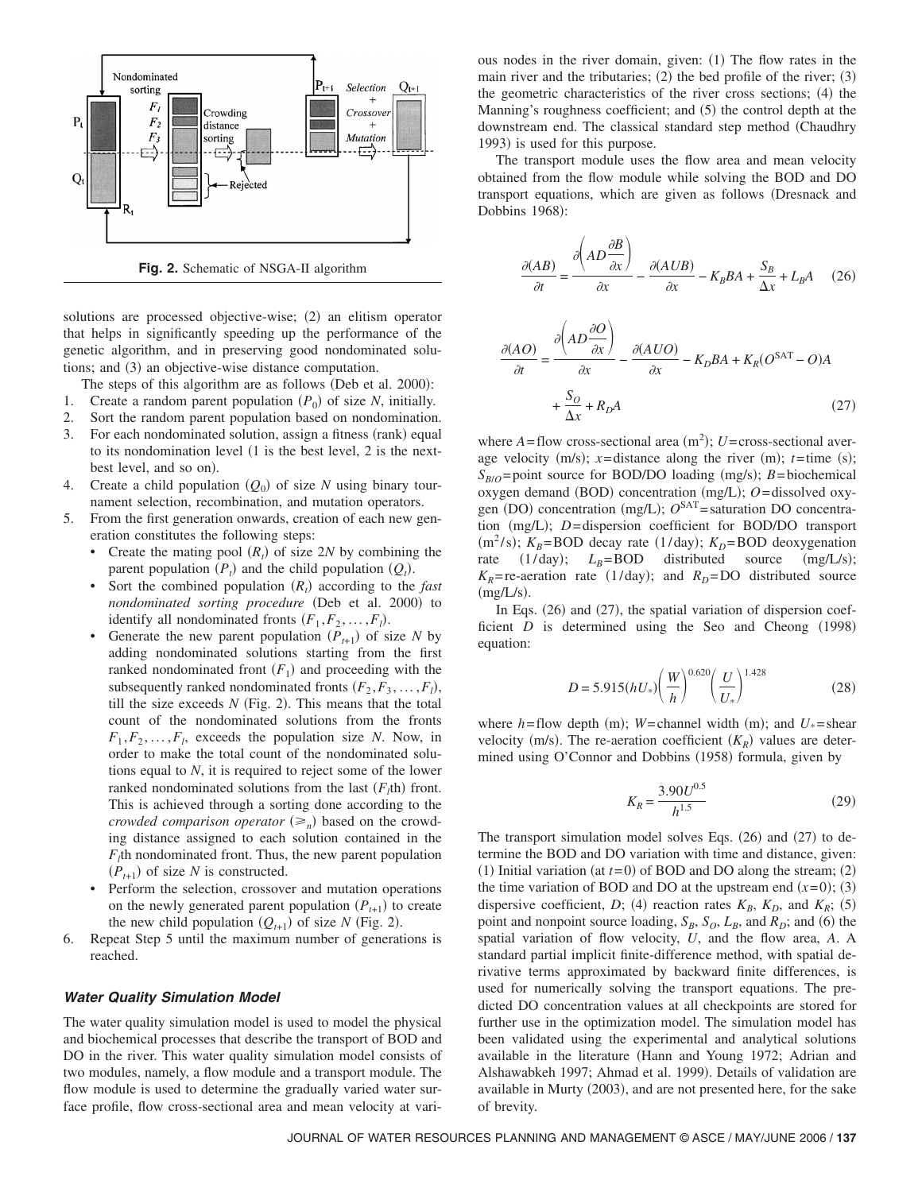Fig. 2. Schematic of NSGA-II algorithm

solutions are processed objective-wise; (2) an elitism operator that helps in significantly speeding up the performance of the genetic algorithm, and in preserving good nondominated solutions; and (3) an objective-wise distance computation.

The steps of this algorithm are as follows (Deb et al. 2000):

1. Create a random parent population ($P_0$) of size $N$, initially.
2. Sort the random parent population based on nondomination.
3. For each nondominated solution, assign a fitness (rank) equal to its nondomination level (1 is the best level, 2 is the next-best level, and so on).
4. Create a child population ($Q_0$) of size $N$ using binary tournament selection, recombination, and mutation operators.
5. From the first generation onwards, creation of each new generation constitutes the following steps:
   - Create the mating pool ($R_t$) of size $2N$ by combining the parent population ($P_t$) and the child population ($Q_t$).
   - Sort the combined population ($R_t$) according to the *fast nondominated sorting procedure* (Deb et al. 2000) to identify all nondominated fronts ($F_1, F_2, \ldots, F_l$).
   - Generate the new parent population ($P_{t+1}$) of size $N$ by adding nondominated solutions starting from the first ranked nondominated front ($F_1$) and proceeding with the subsequently ranked nondominated fronts ($F_2, F_3, \ldots, F_l$), till the size exceeds $N$ (Fig. 2). This means that the total count of the nondominated solutions from the fronts $F_1, F_2, \ldots, F_l$, exceeds the population size $N$. Now, in order to make the total count of the nondominated solutions equal to $N$, it is required to reject some of the lower ranked nondominated solutions from the last ($F_l$th) front. This is achieved through a sorting done according to the *crowded comparison operator* ($\geqslant_n$) based on the crowding distance assigned to each solution contained in the $F_l$th nondominated front. Thus, the new parent population ($P_{t+1}$) of size $N$ is constructed.
   - Perform the selection, crossover and mutation operations on the newly generated parent population ($P_{t+1}$) to create the new child population ($Q_{t+1}$) of size $N$ (Fig. 2).
6. Repeat Step 5 until the maximum number of generations is reached.

### *Water Quality Simulation Model*

The water quality simulation model is used to model the physical and biochemical processes that describe the transport of BOD and DO in the river. This water quality simulation model consists of two modules, namely, a flow module and a transport module. The flow module is used to determine the gradually varied water surface profile, flow cross-sectional area and mean velocity at various nodes in the river domain, given: (1) The flow rates in the main river and the tributaries; (2) the bed profile of the river; (3) the geometric characteristics of the river cross sections; (4) the Manning's roughness coefficient; and (5) the control depth at the downstream end. The classical standard step method (Chaudhry 1993) is used for this purpose.

The transport module uses the flow area and mean velocity obtained from the flow module while solving the BOD and DO transport equations, which are given as follows (Dresnack and Dobbins 1968):

$$\frac{\partial(AB)}{\partial t} = \frac{\partial\left(AD\frac{\partial B}{\partial x}\right)}{\partial x} - \frac{\partial(AUB)}{\partial x} - K_B BA + \frac{S_B}{\Delta x} + L_B A \tag{26}$$

$$\frac{\partial(AO)}{\partial t} = \frac{\partial\left(AD\frac{\partial O}{\partial x}\right)}{\partial x} - \frac{\partial(AUO)}{\partial x} - K_D BA + K_R(O^{\mathrm{SAT}} - O)A + \frac{S_O}{\Delta x} + R_D A \tag{27}$$

where $A$ = flow cross-sectional area (m$^2$); $U$ = cross-sectional average velocity (m/s); $x$ = distance along the river (m); $t$ = time (s); $S_{B/O}$ = point source for BOD/DO loading (mg/s); $B$ = biochemical oxygen demand (BOD) concentration (mg/L); $O$ = dissolved oxygen (DO) concentration (mg/L); $O^{\mathrm{SAT}}$ = saturation DO concentration (mg/L); $D$ = dispersion coefficient for BOD/DO transport (m$^2$/s); $K_B$ = BOD decay rate (1/day); $K_D$ = BOD deoxygenation rate (1/day); $L_B$ = BOD distributed source (mg/L/s); $K_R$ = re-aeration rate (1/day); and $R_D$ = DO distributed source (mg/L/s).

In Eqs. (26) and (27), the spatial variation of dispersion coefficient $D$ is determined using the Seo and Cheong (1998) equation:

$$D = 5.915(hU_*)\left(\frac{W}{h}\right)^{0.620}\left(\frac{U}{U_*}\right)^{1.428} \tag{28}$$

where $h$ = flow depth (m); $W$ = channel width (m); and $U_*$ = shear velocity (m/s). The re-aeration coefficient ($K_R$) values are determined using O'Connor and Dobbins (1958) formula, given by

$$K_R = \frac{3.90U^{0.5}}{h^{1.5}} \tag{29}$$

The transport simulation model solves Eqs. (26) and (27) to determine the BOD and DO variation with time and distance, given: (1) Initial variation (at $t=0$) of BOD and DO along the stream; (2) the time variation of BOD and DO at the upstream end ($x=0$); (3) dispersive coefficient, $D$; (4) reaction rates $K_B$, $K_D$, and $K_R$; (5) point and nonpoint source loading, $S_B$, $S_O$, $L_B$, and $R_D$; and (6) the spatial variation of flow velocity, $U$, and the flow area, $A$. A standard partial implicit finite-difference method, with spatial derivative terms approximated by backward finite differences, is used for numerically solving the transport equations. The predicted DO concentration values at all checkpoints are stored for further use in the optimization model. The simulation model has been validated using the experimental and analytical solutions available in the literature (Hann and Young 1972; Adrian and Alshawabkeh 1997; Ahmad et al. 1999). Details of validation are available in Murty (2003), and are not presented here, for the sake of brevity.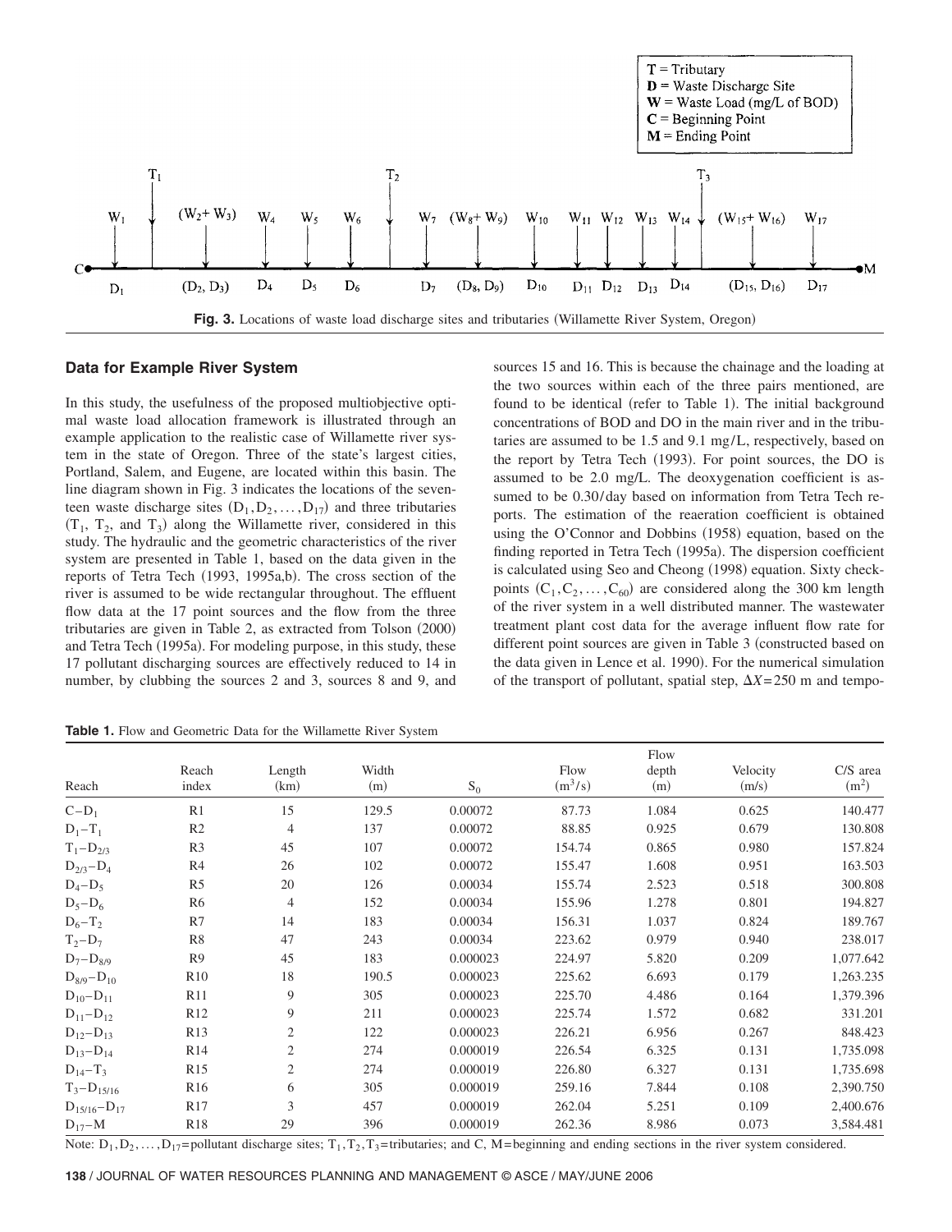T = Tributary
D = Waste Discharge Site
W = Waste Load (mg/L of BOD)
C = Beginning Point
M = Ending Point

**Fig. 3.** Locations of waste load discharge sites and tributaries (Willamette River System, Oregon)

## Data for Example River System

In this study, the usefulness of the proposed multiobjective optimal waste load allocation framework is illustrated through an example application to the realistic case of Willamette river system in the state of Oregon. Three of the state's largest cities, Portland, Salem, and Eugene, are located within this basin. The line diagram shown in Fig. 3 indicates the locations of the seventeen waste discharge sites $(D_1, D_2, \ldots, D_{17})$ and three tributaries $(T_1, T_2$, and $T_3)$ along the Willamette river, considered in this study. The hydraulic and the geometric characteristics of the river system are presented in Table 1, based on the data given in the reports of Tetra Tech (1993, 1995a,b). The cross section of the river is assumed to be wide rectangular throughout. The effluent flow data at the 17 point sources and the flow from the three tributaries are given in Table 2, as extracted from Tolson (2000) and Tetra Tech (1995a). For modeling purpose, in this study, these 17 pollutant discharging sources are effectively reduced to 14 in number, by clubbing the sources 2 and 3, sources 8 and 9, and sources 15 and 16. This is because the chainage and the loading at the two sources within each of the three pairs mentioned, are found to be identical (refer to Table 1). The initial background concentrations of BOD and DO in the main river and in the tributaries are assumed to be 1.5 and 9.1 mg/L, respectively, based on the report by Tetra Tech (1993). For point sources, the DO is assumed to be 2.0 mg/L. The deoxygenation coefficient is assumed to be 0.30/day based on information from Tetra Tech reports. The estimation of the reaeration coefficient is obtained using the O'Connor and Dobbins (1958) equation, based on the finding reported in Tetra Tech (1995a). The dispersion coefficient is calculated using Seo and Cheong (1998) equation. Sixty checkpoints $(C_1, C_2, \ldots, C_{60})$ are considered along the 300 km length of the river system in a well distributed manner. The wastewater treatment plant cost data for the average influent flow rate for different point sources are given in Table 3 (constructed based on the data given in Lence et al. 1990). For the numerical simulation of the transport of pollutant, spatial step, $\Delta X = 250$ m and tempo-

**Table 1.** Flow and Geometric Data for the Willamette River System

| Reach | Reach index | Length (km) | Width (m) | $S_0$ | Flow ($m^3$/s) | Flow depth (m) | Velocity (m/s) | C/S area ($m^2$) |
|---|---|---|---|---|---|---|---|---|
| $C$–$D_1$ | R1 | 15 | 129.5 | 0.00072 | 87.73 | 1.084 | 0.625 | 140.477 |
| $D_1$–$T_1$ | R2 | 4 | 137 | 0.00072 | 88.85 | 0.925 | 0.679 | 130.808 |
| $T_1$–$D_{2/3}$ | R3 | 45 | 107 | 0.00072 | 154.74 | 0.865 | 0.980 | 157.824 |
| $D_{2/3}$–$D_4$ | R4 | 26 | 102 | 0.00072 | 155.47 | 1.608 | 0.951 | 163.503 |
| $D_4$–$D_5$ | R5 | 20 | 126 | 0.00034 | 155.74 | 2.523 | 0.518 | 300.808 |
| $D_5$–$D_6$ | R6 | 4 | 152 | 0.00034 | 155.96 | 1.278 | 0.801 | 194.827 |
| $D_6$–$T_2$ | R7 | 14 | 183 | 0.00034 | 156.31 | 1.037 | 0.824 | 189.767 |
| $T_2$–$D_7$ | R8 | 47 | 243 | 0.00034 | 223.62 | 0.979 | 0.940 | 238.017 |
| $D_7$–$D_{8/9}$ | R9 | 45 | 183 | 0.000023 | 224.97 | 5.820 | 0.209 | 1,077.642 |
| $D_{8/9}$–$D_{10}$ | R10 | 18 | 190.5 | 0.000023 | 225.62 | 6.693 | 0.179 | 1,263.235 |
| $D_{10}$–$D_{11}$ | R11 | 9 | 305 | 0.000023 | 225.70 | 4.486 | 0.164 | 1,379.396 |
| $D_{11}$–$D_{12}$ | R12 | 9 | 211 | 0.000023 | 225.74 | 1.572 | 0.682 | 331.201 |
| $D_{12}$–$D_{13}$ | R13 | 2 | 122 | 0.000023 | 226.21 | 6.956 | 0.267 | 848.423 |
| $D_{13}$–$D_{14}$ | R14 | 2 | 274 | 0.000019 | 226.54 | 6.325 | 0.131 | 1,735.098 |
| $D_{14}$–$T_3$ | R15 | 2 | 274 | 0.000019 | 226.80 | 6.327 | 0.131 | 1,735.698 |
| $T_3$–$D_{15/16}$ | R16 | 6 | 305 | 0.000019 | 259.16 | 7.844 | 0.108 | 2,390.750 |
| $D_{15/16}$–$D_{17}$ | R17 | 3 | 457 | 0.000019 | 262.04 | 5.251 | 0.109 | 2,400.676 |
| $D_{17}$–$M$ | R18 | 29 | 396 | 0.000019 | 262.36 | 8.986 | 0.073 | 3,584.481 |

Note: $D_1, D_2, \ldots, D_{17}$=pollutant discharge sites; $T_1, T_2, T_3$=tributaries; and C, M=beginning and ending sections in the river system considered.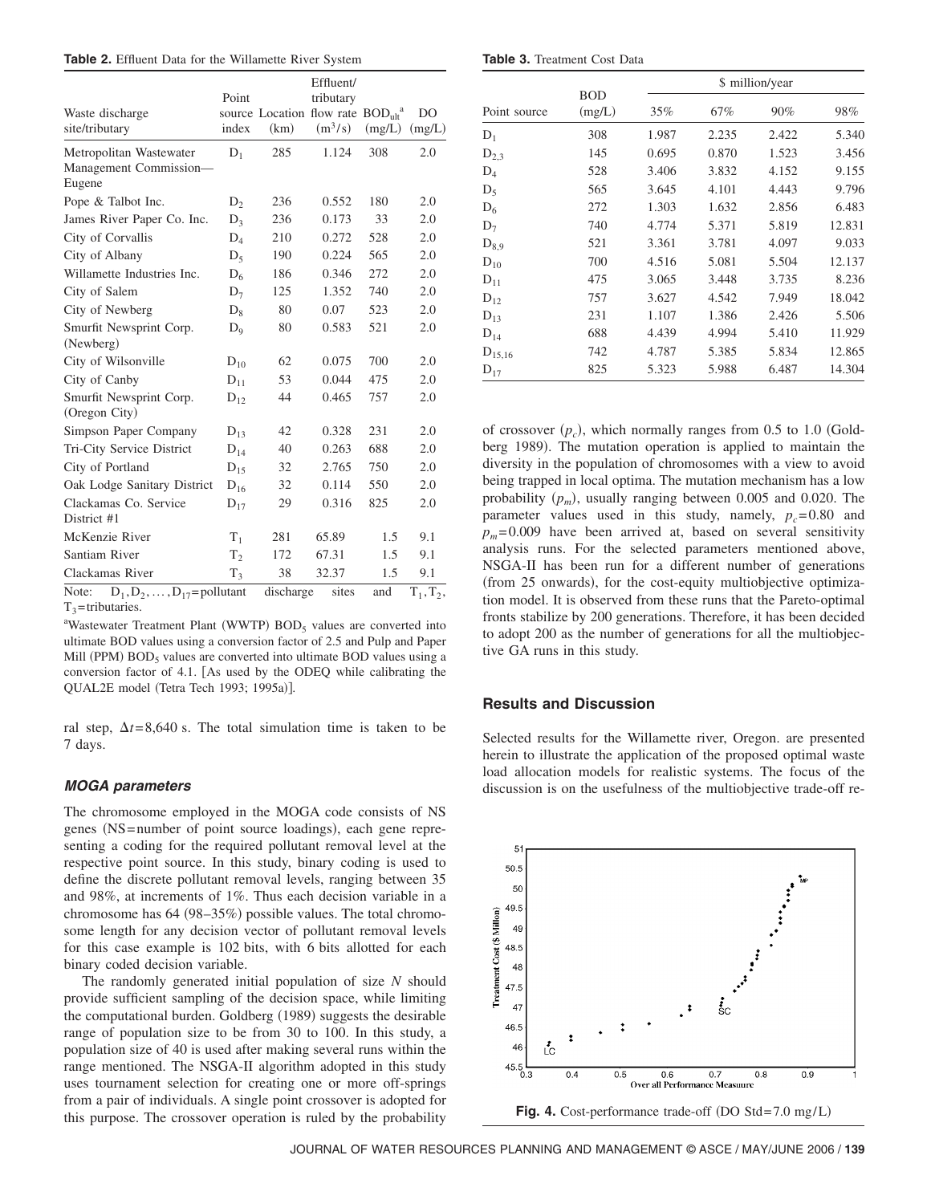**Table 2.** Effluent Data for the Willamette River System

| Waste discharge site/tributary | Point source index | Location (km) | Effluent/tributary flow rate ($m^3/s$) | $BOD_{ult}$[a] (mg/L) | DO (mg/L) |
|---|---|---|---|---|---|
| Metropolitan Wastewater Management Commission—Eugene | $D_1$ | 285 | 1.124 | 308 | 2.0 |
| Pope & Talbot Inc. | $D_2$ | 236 | 0.552 | 180 | 2.0 |
| James River Paper Co. Inc. | $D_3$ | 236 | 0.173 | 33 | 2.0 |
| City of Corvallis | $D_4$ | 210 | 0.272 | 528 | 2.0 |
| City of Albany | $D_5$ | 190 | 0.224 | 565 | 2.0 |
| Willamette Industries Inc. | $D_6$ | 186 | 0.346 | 272 | 2.0 |
| City of Salem | $D_7$ | 125 | 1.352 | 740 | 2.0 |
| City of Newberg | $D_8$ | 80 | 0.07 | 523 | 2.0 |
| Smurfit Newsprint Corp. (Newberg) | $D_9$ | 80 | 0.583 | 521 | 2.0 |
| City of Wilsonville | $D_{10}$ | 62 | 0.075 | 700 | 2.0 |
| City of Canby | $D_{11}$ | 53 | 0.044 | 475 | 2.0 |
| Smurfit Newsprint Corp. (Oregon City) | $D_{12}$ | 44 | 0.465 | 757 | 2.0 |
| Simpson Paper Company | $D_{13}$ | 42 | 0.328 | 231 | 2.0 |
| Tri-City Service District | $D_{14}$ | 40 | 0.263 | 688 | 2.0 |
| City of Portland | $D_{15}$ | 32 | 2.765 | 750 | 2.0 |
| Oak Lodge Sanitary District | $D_{16}$ | 32 | 0.114 | 550 | 2.0 |
| Clackamas Co. Service District #1 | $D_{17}$ | 29 | 0.316 | 825 | 2.0 |
| McKenzie River | $T_1$ | 281 | 65.89 | 1.5 | 9.1 |
| Santiam River | $T_2$ | 172 | 67.31 | 1.5 | 9.1 |
| Clackamas River | $T_3$ | 38 | 32.37 | 1.5 | 9.1 |

Note: $D_1, D_2, \ldots, D_{17}$=pollutant discharge sites and $T_1, T_2, T_3$=tributaries.

[a]Wastewater Treatment Plant (WWTP) $BOD_5$ values are converted into ultimate BOD values using a conversion factor of 2.5 and Pulp and Paper Mill (PPM) $BOD_5$ values are converted into ultimate BOD values using a conversion factor of 4.1. [As used by the ODEQ while calibrating the QUAL2E model (Tetra Tech 1993; 1995a)].

ral step, $\Delta t$=8,640 s. The total simulation time is taken to be 7 days.

### MOGA parameters

The chromosome employed in the MOGA code consists of NS genes (NS=number of point source loadings), each gene representing a coding for the required pollutant removal level at the respective point source. In this study, binary coding is used to define the discrete pollutant removal levels, ranging between 35 and 98%, at increments of 1%. Thus each decision variable in a chromosome has 64 (98–35%) possible values. The total chromosome length for any decision vector of pollutant removal levels for this case example is 102 bits, with 6 bits allotted for each binary coded decision variable.

The randomly generated initial population of size $N$ should provide sufficient sampling of the decision space, while limiting the computational burden. Goldberg (1989) suggests the desirable range of population size to be from 30 to 100. In this study, a population size of 40 is used after making several runs within the range mentioned. The NSGA-II algorithm adopted in this study uses tournament selection for creating one or more off-springs from a pair of individuals. A single point crossover is adopted for this purpose. The crossover operation is ruled by the probability of crossover ($p_c$), which normally ranges from 0.5 to 1.0 (Goldberg 1989). The mutation operation is applied to maintain the diversity in the population of chromosomes with a view to avoid being trapped in local optima. The mutation mechanism has a low probability ($p_m$), usually ranging between 0.005 and 0.020. The parameter values used in this study, namely, $p_c$=0.80 and $p_m$=0.009 have been arrived at, based on several sensitivity analysis runs. For the selected parameters mentioned above, NSGA-II has been run for a different number of generations (from 25 onwards), for the cost-equity multiobjective optimization model. It is observed from these runs that the Pareto-optimal fronts stabilize by 200 generations. Therefore, it has been decided to adopt 200 as the number of generations for all the multiobjective GA runs in this study.

**Table 3.** Treatment Cost Data

| Point source | BOD (mg/L) | \$ million/year | | | |
|---|---|---|---|---|---|
| | | 35% | 67% | 90% | 98% |
| $D_1$ | 308 | 1.987 | 2.235 | 2.422 | 5.340 |
| $D_{2,3}$ | 145 | 0.695 | 0.870 | 1.523 | 3.456 |
| $D_4$ | 528 | 3.406 | 3.832 | 4.152 | 9.155 |
| $D_5$ | 565 | 3.645 | 4.101 | 4.443 | 9.796 |
| $D_6$ | 272 | 1.303 | 1.632 | 2.856 | 6.483 |
| $D_7$ | 740 | 4.774 | 5.371 | 5.819 | 12.831 |
| $D_{8,9}$ | 521 | 3.361 | 3.781 | 4.097 | 9.033 |
| $D_{10}$ | 700 | 4.516 | 5.081 | 5.504 | 12.137 |
| $D_{11}$ | 475 | 3.065 | 3.448 | 3.735 | 8.236 |
| $D_{12}$ | 757 | 3.627 | 4.542 | 7.949 | 18.042 |
| $D_{13}$ | 231 | 1.107 | 1.386 | 2.426 | 5.506 |
| $D_{14}$ | 688 | 4.439 | 4.994 | 5.410 | 11.929 |
| $D_{15,16}$ | 742 | 4.787 | 5.385 | 5.834 | 12.865 |
| $D_{17}$ | 825 | 5.323 | 5.988 | 6.487 | 14.304 |

## Results and Discussion

Selected results for the Willamette river, Oregon. are presented herein to illustrate the application of the proposed optimal waste load allocation models for realistic systems. The focus of the discussion is on the usefulness of the multiobjective trade-off re-

**Fig. 4.** Cost-performance trade-off (DO Std=7.0 mg/L)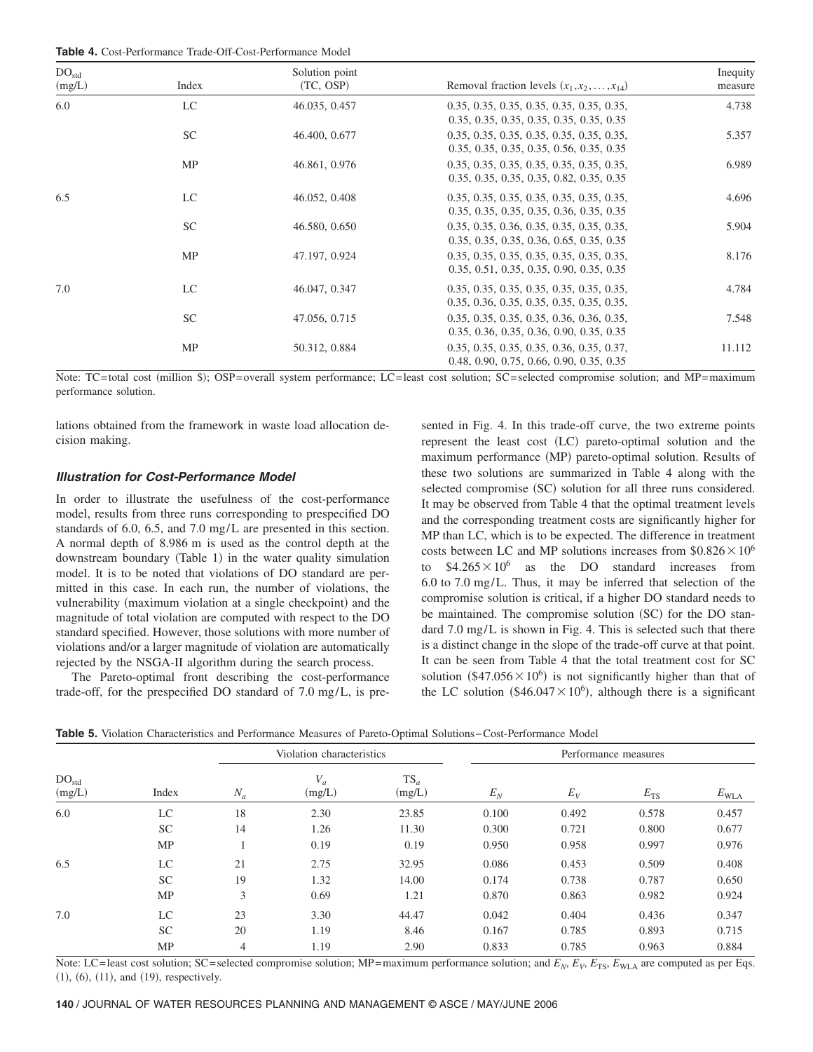**Table 4.** Cost-Performance Trade-Off-Cost-Performance Model

| $DO_{std}$ (mg/L) | Index | Solution point (TC, OSP) | Removal fraction levels $(x_1, x_2, \ldots, x_{14})$ | Inequity measure |
|---|---|---|---|---|
| 6.0 | LC | 46.035, 0.457 | 0.35, 0.35, 0.35, 0.35, 0.35, 0.35, 0.35, 0.35, 0.35, 0.35, 0.35, 0.35, 0.35, 0.35 | 4.738 |
| | SC | 46.400, 0.677 | 0.35, 0.35, 0.35, 0.35, 0.35, 0.35, 0.35, 0.35, 0.35, 0.35, 0.35, 0.56, 0.35, 0.35 | 5.357 |
| | MP | 46.861, 0.976 | 0.35, 0.35, 0.35, 0.35, 0.35, 0.35, 0.35, 0.35, 0.35, 0.35, 0.35, 0.82, 0.35, 0.35 | 6.989 |
| 6.5 | LC | 46.052, 0.408 | 0.35, 0.35, 0.35, 0.35, 0.35, 0.35, 0.35, 0.35, 0.35, 0.35, 0.35, 0.36, 0.35, 0.35 | 4.696 |
| | SC | 46.580, 0.650 | 0.35, 0.35, 0.36, 0.35, 0.35, 0.35, 0.35, 0.35, 0.35, 0.35, 0.36, 0.65, 0.35, 0.35 | 5.904 |
| | MP | 47.197, 0.924 | 0.35, 0.35, 0.35, 0.35, 0.35, 0.35, 0.35, 0.35, 0.51, 0.35, 0.35, 0.90, 0.35, 0.35 | 8.176 |
| 7.0 | LC | 46.047, 0.347 | 0.35, 0.35, 0.35, 0.35, 0.35, 0.35, 0.35, 0.35, 0.36, 0.35, 0.35, 0.35, 0.35, 0.35, | 4.784 |
| | SC | 47.056, 0.715 | 0.35, 0.35, 0.35, 0.35, 0.36, 0.36, 0.35, 0.35, 0.36, 0.35, 0.36, 0.90, 0.35, 0.35 | 7.548 |
| | MP | 50.312, 0.884 | 0.35, 0.35, 0.35, 0.35, 0.36, 0.35, 0.37, 0.48, 0.90, 0.75, 0.66, 0.90, 0.35, 0.35 | 11.112 |

Note: TC=total cost (million $); OSP=overall system performance; LC=least cost solution; SC=selected compromise solution; and MP=maximum performance solution.

lations obtained from the framework in waste load allocation decision making.

### *Illustration for Cost-Performance Model*

In order to illustrate the usefulness of the cost-performance model, results from three runs corresponding to prespecified DO standards of 6.0, 6.5, and 7.0 mg/L are presented in this section. A normal depth of 8.986 m is used as the control depth at the downstream boundary (Table 1) in the water quality simulation model. It is to be noted that violations of DO standard are permitted in this case. In each run, the number of violations, the vulnerability (maximum violation at a single checkpoint) and the magnitude of total violation are computed with respect to the DO standard specified. However, those solutions with more number of violations and/or a larger magnitude of violation are automatically rejected by the NSGA-II algorithm during the search process.

The Pareto-optimal front describing the cost-performance trade-off, for the prespecified DO standard of 7.0 mg/L, is presented in Fig. 4. In this trade-off curve, the two extreme points represent the least cost (LC) pareto-optimal solution and the maximum performance (MP) pareto-optimal solution. Results of these two solutions are summarized in Table 4 along with the selected compromise (SC) solution for all three runs considered. It may be observed from Table 4 that the optimal treatment levels and the corresponding treatment costs are significantly higher for MP than LC, which is to be expected. The difference in treatment costs between LC and MP solutions increases from $\$0.826 \times 10^6$ to $\$4.265 \times 10^6$ as the DO standard increases from 6.0 to 7.0 mg/L. Thus, it may be inferred that selection of the compromise solution is critical, if a higher DO standard needs to be maintained. The compromise solution (SC) for the DO standard 7.0 mg/L is shown in Fig. 4. This is selected such that there is a distinct change in the slope of the trade-off curve at that point. It can be seen from Table 4 that the total treatment cost for SC solution ($\$47.056 \times 10^6$) is not significantly higher than that of the LC solution ($\$46.047 \times 10^6$), although there is a significant

**Table 5.** Violation Characteristics and Performance Measures of Pareto-Optimal Solutions–Cost-Performance Model

| | | Violation characteristics | | | Performance measures | | | |
|---|---|---|---|---|---|---|---|---|
| $DO_{std}$ (mg/L) | Index | $N_a$ | $V_a$ (mg/L) | $TS_a$ (mg/L) | $E_N$ | $E_V$ | $E_{TS}$ | $E_{WLA}$ |
| 6.0 | LC | 18 | 2.30 | 23.85 | 0.100 | 0.492 | 0.578 | 0.457 |
| | SC | 14 | 1.26 | 11.30 | 0.300 | 0.721 | 0.800 | 0.677 |
| | MP | 1 | 0.19 | 0.19 | 0.950 | 0.958 | 0.997 | 0.976 |
| 6.5 | LC | 21 | 2.75 | 32.95 | 0.086 | 0.453 | 0.509 | 0.408 |
| | SC | 19 | 1.32 | 14.00 | 0.174 | 0.738 | 0.787 | 0.650 |
| | MP | 3 | 0.69 | 1.21 | 0.870 | 0.863 | 0.982 | 0.924 |
| 7.0 | LC | 23 | 3.30 | 44.47 | 0.042 | 0.404 | 0.436 | 0.347 |
| | SC | 20 | 1.19 | 8.46 | 0.167 | 0.785 | 0.893 | 0.715 |
| | MP | 4 | 1.19 | 2.90 | 0.833 | 0.785 | 0.963 | 0.884 |

Note: LC=least cost solution; SC=selected compromise solution; MP=maximum performance solution; and $E_N$, $E_V$, $E_{TS}$, $E_{WLA}$ are computed as per Eqs. (1), (6), (11), and (19), respectively.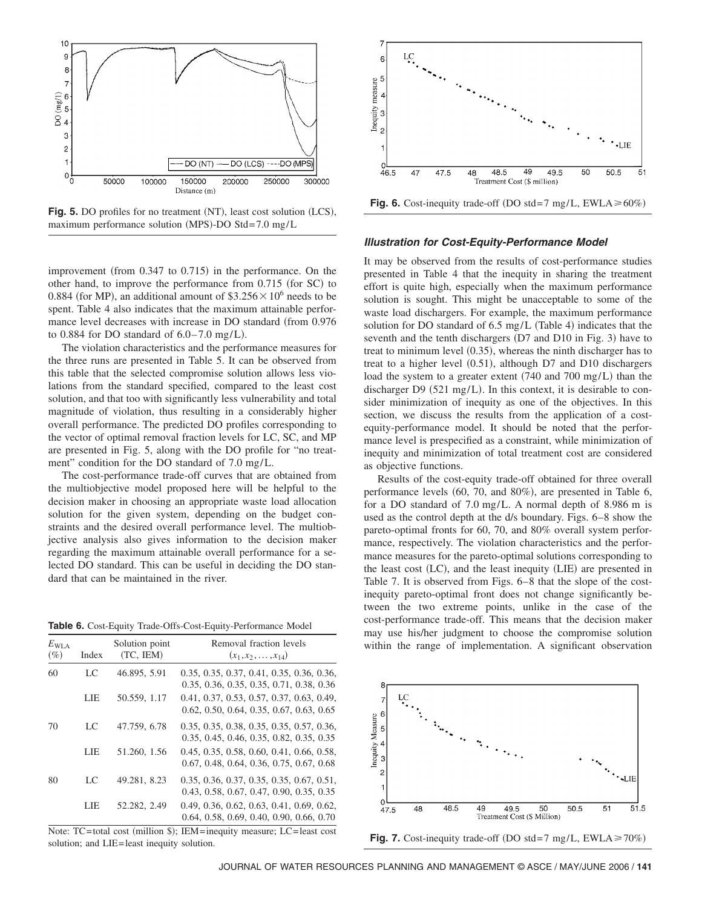Fig. 5. DO profiles for no treatment (NT), least cost solution (LCS), maximum performance solution (MPS)-DO Std=7.0 mg/L

improvement (from 0.347 to 0.715) in the performance. On the other hand, to improve the performance from 0.715 (for SC) to 0.884 (for MP), an additional amount of $\$3.256 \times 10^6$ needs to be spent. Table 4 also indicates that the maximum attainable performance level decreases with increase in DO standard (from 0.976 to 0.884 for DO standard of 6.0–7.0 mg/L).

The violation characteristics and the performance measures for the three runs are presented in Table 5. It can be observed from this table that the selected compromise solution allows less violations from the standard specified, compared to the least cost solution, and that too with significantly less vulnerability and total magnitude of violation, thus resulting in a considerably higher overall performance. The predicted DO profiles corresponding to the vector of optimal removal fraction levels for LC, SC, and MP are presented in Fig. 5, along with the DO profile for "no treatment" condition for the DO standard of 7.0 mg/L.

The cost-performance trade-off curves that are obtained from the multiobjective model proposed here will be helpful to the decision maker in choosing an appropriate waste load allocation solution for the given system, depending on the budget constraints and the desired overall performance level. The multiobjective analysis also gives information to the decision maker regarding the maximum attainable overall performance for a selected DO standard. This can be useful in deciding the DO standard that can be maintained in the river.

**Table 6.** Cost-Equity Trade-Offs-Cost-Equity-Performance Model

| $E_{WLA}$ (%) | Index | Solution point (TC, IEM) | Removal fraction levels $(x_1, x_2, \ldots, x_{14})$ |
|---|---|---|---|
| 60 | LC | 46.895, 5.91 | 0.35, 0.35, 0.37, 0.41, 0.35, 0.36, 0.36, 0.35, 0.36, 0.35, 0.35, 0.71, 0.38, 0.36 |
| | LIE | 50.559, 1.17 | 0.41, 0.37, 0.53, 0.57, 0.37, 0.63, 0.49, 0.62, 0.50, 0.64, 0.35, 0.67, 0.63, 0.65 |
| 70 | LC | 47.759, 6.78 | 0.35, 0.35, 0.38, 0.35, 0.35, 0.57, 0.36, 0.35, 0.45, 0.46, 0.35, 0.82, 0.35, 0.35 |
| | LIE | 51.260, 1.56 | 0.45, 0.35, 0.58, 0.60, 0.41, 0.66, 0.58, 0.67, 0.48, 0.64, 0.36, 0.75, 0.67, 0.68 |
| 80 | LC | 49.281, 8.23 | 0.35, 0.36, 0.37, 0.35, 0.35, 0.67, 0.51, 0.43, 0.58, 0.67, 0.47, 0.90, 0.35, 0.35 |
| | LIE | 52.282, 2.49 | 0.49, 0.36, 0.62, 0.63, 0.41, 0.69, 0.62, 0.64, 0.58, 0.69, 0.40, 0.90, 0.66, 0.70 |

Note: TC=total cost (million \$); IEM=inequity measure; LC=least cost solution; and LIE=least inequity solution.

Fig. 6. Cost-inequity trade-off (DO std=7 mg/L, EWLA≥60%)

### *Illustration for Cost-Equity-Performance Model*

It may be observed from the results of cost-performance studies presented in Table 4 that the inequity in sharing the treatment effort is quite high, especially when the maximum performance solution is sought. This might be unacceptable to some of the waste load dischargers. For example, the maximum performance solution for DO standard of 6.5 mg/L (Table 4) indicates that the seventh and the tenth dischargers (D7 and D10 in Fig. 3) have to treat to minimum level (0.35), whereas the ninth discharger has to treat to a higher level (0.51), although D7 and D10 dischargers load the system to a greater extent (740 and 700 mg/L) than the discharger D9 (521 mg/L). In this context, it is desirable to consider minimization of inequity as one of the objectives. In this section, we discuss the results from the application of a cost-equity-performance model. It should be noted that the performance level is prespecified as a constraint, while minimization of inequity and minimization of total treatment cost are considered as objective functions.

Results of the cost-equity trade-off obtained for three overall performance levels (60, 70, and 80%), are presented in Table 6, for a DO standard of 7.0 mg/L. A normal depth of 8.986 m is used as the control depth at the d/s boundary. Figs. 6–8 show the pareto-optimal fronts for 60, 70, and 80% overall system performance, respectively. The violation characteristics and the performance measures for the pareto-optimal solutions corresponding to the least cost (LC), and the least inequity (LIE) are presented in Table 7. It is observed from Figs. 6–8 that the slope of the cost-inequity pareto-optimal front does not change significantly between the two extreme points, unlike in the case of the cost-performance trade-off. This means that the decision maker may use his/her judgment to choose the compromise solution within the range of implementation. A significant observation

Fig. 7. Cost-inequity trade-off (DO std=7 mg/L, EWLA≥70%)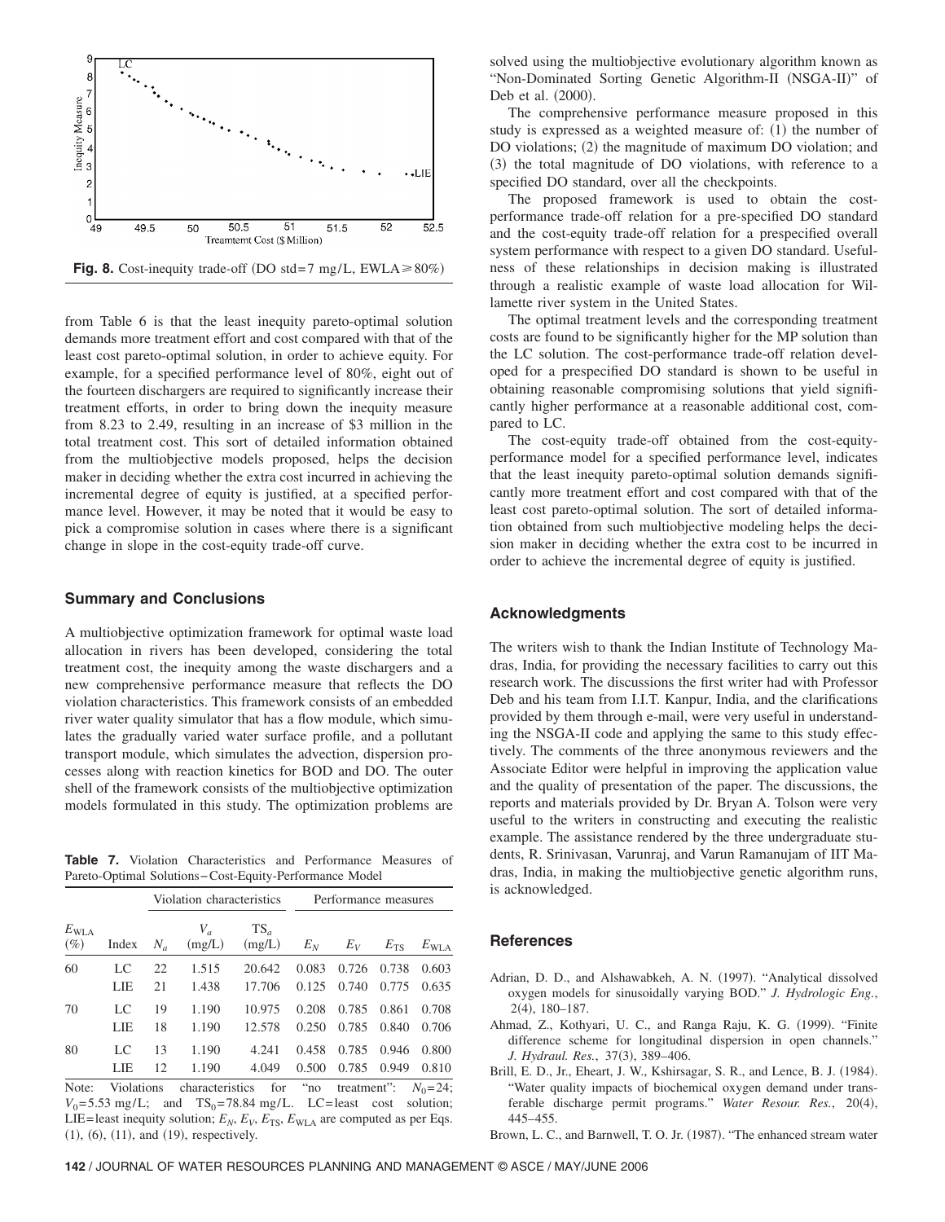**Fig. 8.** Cost-inequity trade-off (DO std=7 mg/L, EWLA ≥ 80%)

from Table 6 is that the least inequity pareto-optimal solution demands more treatment effort and cost compared with that of the least cost pareto-optimal solution, in order to achieve equity. For example, for a specified performance level of 80%, eight out of the fourteen dischargers are required to significantly increase their treatment efforts, in order to bring down the inequity measure from 8.23 to 2.49, resulting in an increase of $3 million in the total treatment cost. This sort of detailed information obtained from the multiobjective models proposed, helps the decision maker in deciding whether the extra cost incurred in achieving the incremental degree of equity is justified, at a specified performance level. However, it may be noted that it would be easy to pick a compromise solution in cases where there is a significant change in slope in the cost-equity trade-off curve.

## Summary and Conclusions

A multiobjective optimization framework for optimal waste load allocation in rivers has been developed, considering the total treatment cost, the inequity among the waste dischargers and a new comprehensive performance measure that reflects the DO violation characteristics. This framework consists of an embedded river water quality simulator that has a flow module, which simulates the gradually varied water surface profile, and a pollutant transport module, which simulates the advection, dispersion processes along with reaction kinetics for BOD and DO. The outer shell of the framework consists of the multiobjective optimization models formulated in this study. The optimization problems are solved using the multiobjective evolutionary algorithm known as "Non-Dominated Sorting Genetic Algorithm-II (NSGA-II)" of Deb et al. (2000).

The comprehensive performance measure proposed in this study is expressed as a weighted measure of: (1) the number of DO violations; (2) the magnitude of maximum DO violation; and (3) the total magnitude of DO violations, with reference to a specified DO standard, over all the checkpoints.

The proposed framework is used to obtain the cost-performance trade-off relation for a pre-specified DO standard and the cost-equity trade-off relation for a prespecified overall system performance with respect to a given DO standard. Usefulness of these relationships in decision making is illustrated through a realistic example of waste load allocation for Willamette river system in the United States.

The optimal treatment levels and the corresponding treatment costs are found to be significantly higher for the MP solution than the LC solution. The cost-performance trade-off relation developed for a prespecified DO standard is shown to be useful in obtaining reasonable compromising solutions that yield significantly higher performance at a reasonable additional cost, compared to LC.

The cost-equity trade-off obtained from the cost-equity-performance model for a specified performance level, indicates that the least inequity pareto-optimal solution demands significantly more treatment effort and cost compared with that of the least cost pareto-optimal solution. The sort of detailed information obtained from such multiobjective modeling helps the decision maker in deciding whether the extra cost to be incurred in order to achieve the incremental degree of equity is justified.

**Table 7.** Violation Characteristics and Performance Measures of Pareto-Optimal Solutions–Cost-Equity-Performance Model

| | | Violation characteristics | | | Performance measures | | | |
|---|---|---|---|---|---|---|---|---|
| $E_{WLA}$ (%) | Index | $N_a$ | $V_a$ (mg/L) | $TS_a$ (mg/L) | $E_N$ | $E_V$ | $E_{TS}$ | $E_{WLA}$ |
| 60 | LC | 22 | 1.515 | 20.642 | 0.083 | 0.726 | 0.738 | 0.603 |
| | LIE | 21 | 1.438 | 17.706 | 0.125 | 0.740 | 0.775 | 0.635 |
| 70 | LC | 19 | 1.190 | 10.975 | 0.208 | 0.785 | 0.861 | 0.708 |
| | LIE | 18 | 1.190 | 12.578 | 0.250 | 0.785 | 0.840 | 0.706 |
| 80 | LC | 13 | 1.190 | 4.241 | 0.458 | 0.785 | 0.946 | 0.800 |
| | LIE | 12 | 1.190 | 4.049 | 0.500 | 0.785 | 0.949 | 0.810 |

Note: Violations characteristics for "no treatment": $N_0=24$; $V_0=5.53$ mg/L; and $TS_0=78.84$ mg/L. LC=least cost solution; LIE=least inequity solution; $E_N$, $E_V$, $E_{TS}$, $E_{WLA}$ are computed as per Eqs. (1), (6), (11), and (19), respectively.

## Acknowledgments

The writers wish to thank the Indian Institute of Technology Madras, India, for providing the necessary facilities to carry out this research work. The discussions the first writer had with Professor Deb and his team from I.I.T. Kanpur, India, and the clarifications provided by them through e-mail, were very useful in understanding the NSGA-II code and applying the same to this study effectively. The comments of the three anonymous reviewers and the Associate Editor were helpful in improving the application value and the quality of presentation of the paper. The discussions, the reports and materials provided by Dr. Bryan A. Tolson were very useful to the writers in constructing and executing the realistic example. The assistance rendered by the three undergraduate students, R. Srinivasan, Varunraj, and Varun Ramanujam of IIT Madras, India, in making the multiobjective genetic algorithm runs, is acknowledged.

## References

Adrian, D. D., and Alshawabkeh, A. N. (1997). "Analytical dissolved oxygen models for sinusoidally varying BOD." *J. Hydrologic Eng.*, 2(4), 180–187.

Ahmad, Z., Kothyari, U. C., and Ranga Raju, K. G. (1999). "Finite difference scheme for longitudinal dispersion in open channels." *J. Hydraul. Res.*, 37(3), 389–406.

Brill, E. D., Jr., Eheart, J. W., Kshirsagar, S. R., and Lence, B. J. (1984). "Water quality impacts of biochemical oxygen demand under transferable discharge permit programs." *Water Resour. Res.*, 20(4), 445–455.

Brown, L. C., and Barnwell, T. O. Jr. (1987). "The enhanced stream water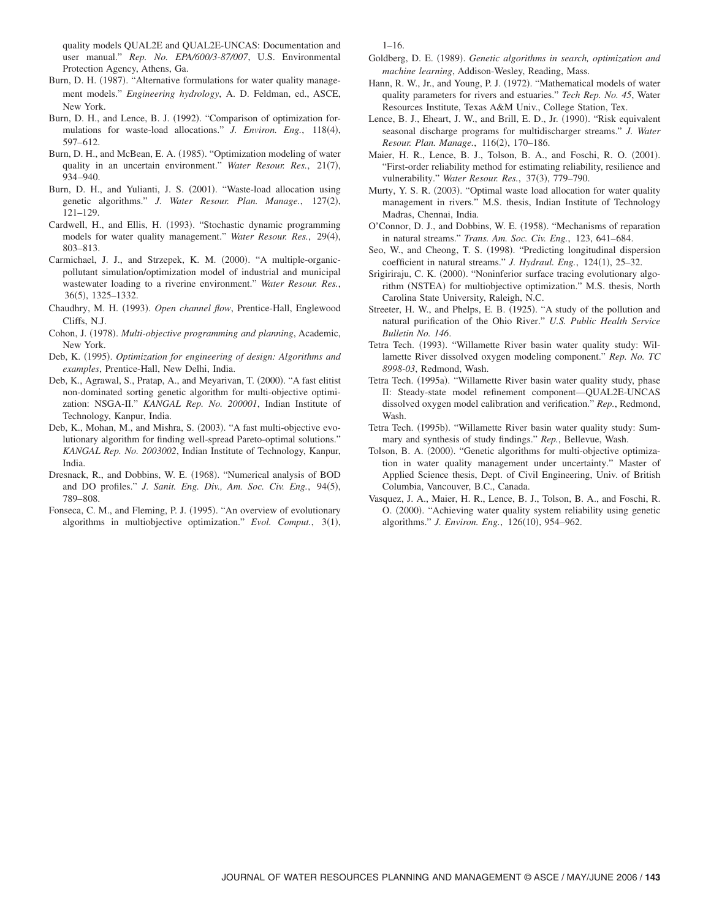quality models QUAL2E and QUAL2E-UNCAS: Documentation and user manual." *Rep. No. EPA/600/3-87/007*, U.S. Environmental Protection Agency, Athens, Ga.

Burn, D. H. (1987). "Alternative formulations for water quality management models." *Engineering hydrology*, A. D. Feldman, ed., ASCE, New York.

Burn, D. H., and Lence, B. J. (1992). "Comparison of optimization formulations for waste-load allocations." *J. Environ. Eng.*, 118(4), 597–612.

Burn, D. H., and McBean, E. A. (1985). "Optimization modeling of water quality in an uncertain environment." *Water Resour. Res.*, 21(7), 934–940.

Burn, D. H., and Yulianti, J. S. (2001). "Waste-load allocation using genetic algorithms." *J. Water Resour. Plan. Manage.*, 127(2), 121–129.

Cardwell, H., and Ellis, H. (1993). "Stochastic dynamic programming models for water quality management." *Water Resour. Res.*, 29(4), 803–813.

Carmichael, J. J., and Strzepek, K. M. (2000). "A multiple-organic-pollutant simulation/optimization model of industrial and municipal wastewater loading to a riverine environment." *Water Resour. Res.*, 36(5), 1325–1332.

Chaudhry, M. H. (1993). *Open channel flow*, Prentice-Hall, Englewood Cliffs, N.J.

Cohon, J. (1978). *Multi-objective programming and planning*, Academic, New York.

Deb, K. (1995). *Optimization for engineering of design: Algorithms and examples*, Prentice-Hall, New Delhi, India.

Deb, K., Agrawal, S., Pratap, A., and Meyarivan, T. (2000). "A fast elitist non-dominated sorting genetic algorithm for multi-objective optimization: NSGA-II." *KANGAL Rep. No. 200001*, Indian Institute of Technology, Kanpur, India.

Deb, K., Mohan, M., and Mishra, S. (2003). "A fast multi-objective evolutionary algorithm for finding well-spread Pareto-optimal solutions." *KANGAL Rep. No. 2003002*, Indian Institute of Technology, Kanpur, India.

Dresnack, R., and Dobbins, W. E. (1968). "Numerical analysis of BOD and DO profiles." *J. Sanit. Eng. Div., Am. Soc. Civ. Eng.*, 94(5), 789–808.

Fonseca, C. M., and Fleming, P. J. (1995). "An overview of evolutionary algorithms in multiobjective optimization." *Evol. Comput.*, 3(1), 1–16.

Goldberg, D. E. (1989). *Genetic algorithms in search, optimization and machine learning*, Addison-Wesley, Reading, Mass.

Hann, R. W., Jr., and Young, P. J. (1972). "Mathematical models of water quality parameters for rivers and estuaries." *Tech Rep. No. 45*, Water Resources Institute, Texas A&M Univ., College Station, Tex.

Lence, B. J., Eheart, J. W., and Brill, E. D., Jr. (1990). "Risk equivalent seasonal discharge programs for multidischarger streams." *J. Water Resour. Plan. Manage.*, 116(2), 170–186.

Maier, H. R., Lence, B. J., Tolson, B. A., and Foschi, R. O. (2001). "First-order reliability method for estimating reliability, resilience and vulnerability." *Water Resour. Res.*, 37(3), 779–790.

Murty, Y. S. R. (2003). "Optimal waste load allocation for water quality management in rivers." M.S. thesis, Indian Institute of Technology Madras, Chennai, India.

O'Connor, D. J., and Dobbins, W. E. (1958). "Mechanisms of reparation in natural streams." *Trans. Am. Soc. Civ. Eng.*, 123, 641–684.

Seo, W., and Cheong, T. S. (1998). "Predicting longitudinal dispersion coefficient in natural streams." *J. Hydraul. Eng.*, 124(1), 25–32.

Srigiriraju, C. K. (2000). "Noninferior surface tracing evolutionary algorithm (NSTEA) for multiobjective optimization." M.S. thesis, North Carolina State University, Raleigh, N.C.

Streeter, H. W., and Phelps, E. B. (1925). "A study of the pollution and natural purification of the Ohio River." *U.S. Public Health Service Bulletin No. 146*.

Tetra Tech. (1993). "Willamette River basin water quality study: Willamette River dissolved oxygen modeling component." *Rep. No. TC 8998-03*, Redmond, Wash.

Tetra Tech. (1995a). "Willamette River basin water quality study, phase II: Steady-state model refinement component—QUAL2E-UNCAS dissolved oxygen model calibration and verification." *Rep.*, Redmond, Wash.

Tetra Tech. (1995b). "Willamette River basin water quality study: Summary and synthesis of study findings." *Rep.*, Bellevue, Wash.

Tolson, B. A. (2000). "Genetic algorithms for multi-objective optimization in water quality management under uncertainty." Master of Applied Science thesis, Dept. of Civil Engineering, Univ. of British Columbia, Vancouver, B.C., Canada.

Vasquez, J. A., Maier, H. R., Lence, B. J., Tolson, B. A., and Foschi, R. O. (2000). "Achieving water quality system reliability using genetic algorithms." *J. Environ. Eng.*, 126(10), 954–962.